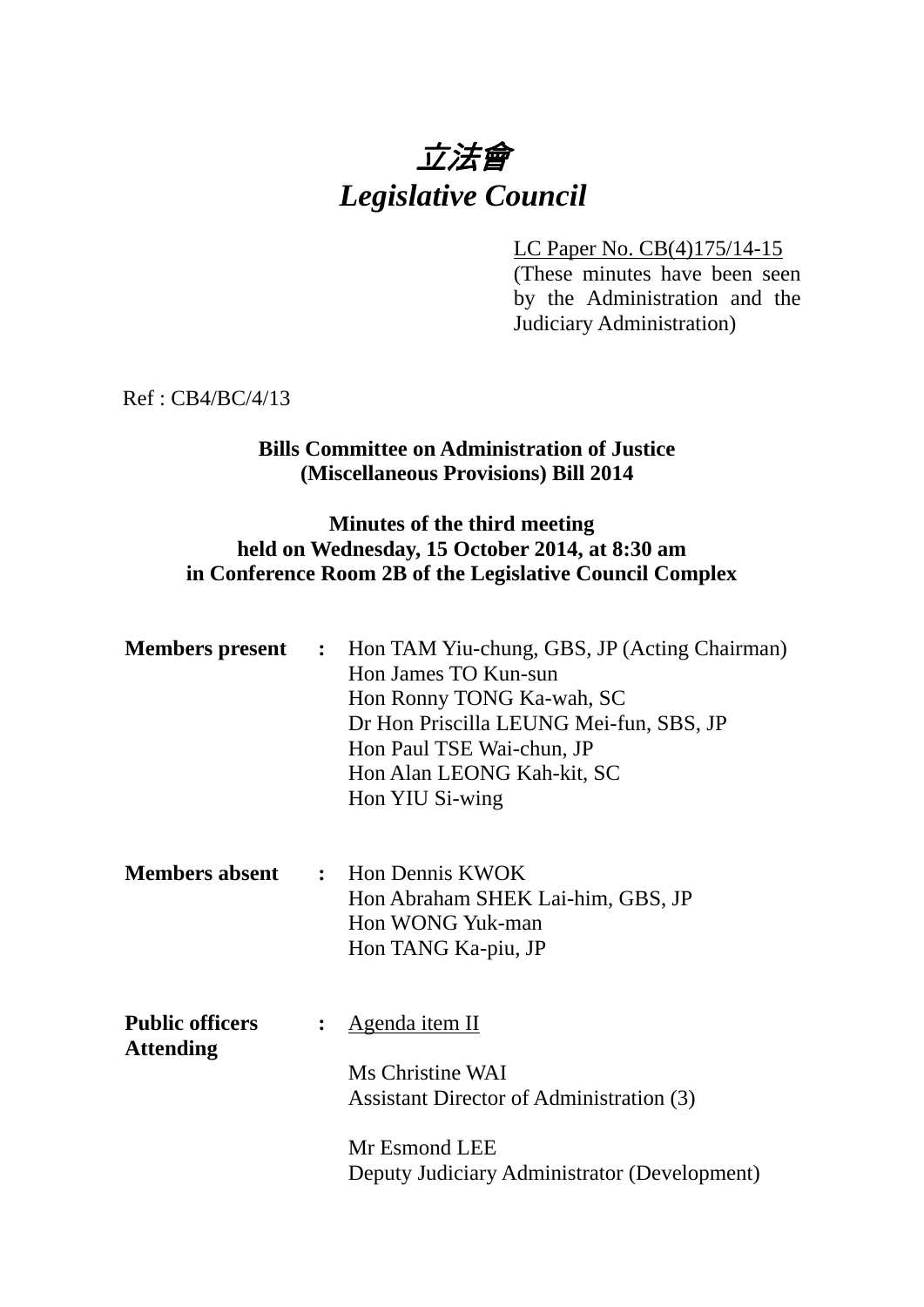# 立法會
# *Legislative Council*

LC Paper No. CB(4)175/14-15
(These minutes have been seen by the Administration and the Judiciary Administration)

Ref : CB4/BC/4/13

**Bills Committee on Administration of Justice (Miscellaneous Provisions) Bill 2014**

**Minutes of the third meeting held on Wednesday, 15 October 2014, at 8:30 am in Conference Room 2B of the Legislative Council Complex**

**Members present** : Hon TAM Yiu-chung, GBS, JP (Acting Chairman)
Hon James TO Kun-sun
Hon Ronny TONG Ka-wah, SC
Dr Hon Priscilla LEUNG Mei-fun, SBS, JP
Hon Paul TSE Wai-chun, JP
Hon Alan LEONG Kah-kit, SC
Hon YIU Si-wing

**Members absent** : Hon Dennis KWOK
Hon Abraham SHEK Lai-him, GBS, JP
Hon WONG Yuk-man
Hon TANG Ka-piu, JP

**Public officers Attending** : Agenda item II

Ms Christine WAI
Assistant Director of Administration (3)

Mr Esmond LEE
Deputy Judiciary Administrator (Development)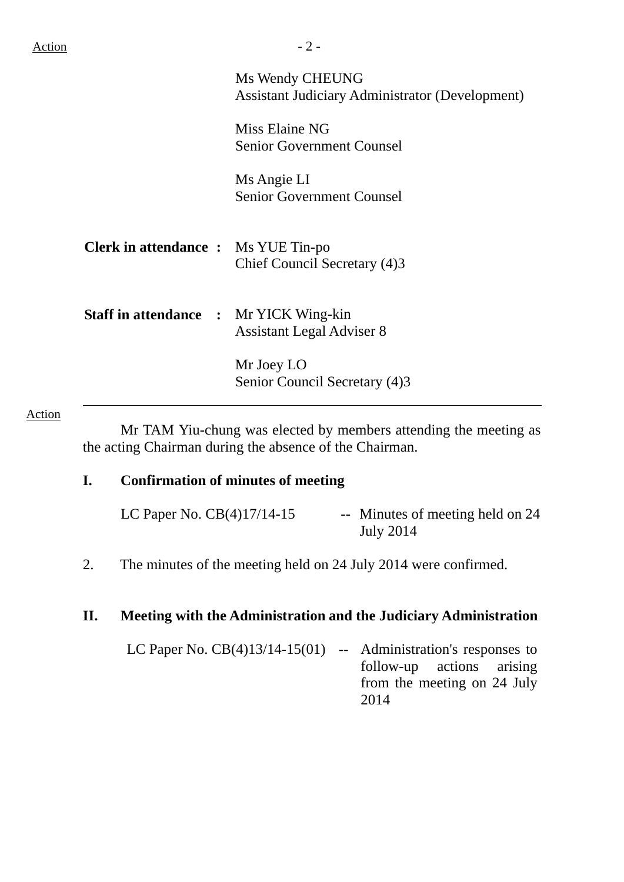Action

Ms Wendy CHEUNG
Assistant Judiciary Administrator (Development)

Miss Elaine NG
Senior Government Counsel

Ms Angie LI
Senior Government Counsel

**Clerk in attendance :** Ms YUE Tin-po
Chief Council Secretary (4)3

**Staff in attendance :** Mr YICK Wing-kin
Assistant Legal Adviser 8

Mr Joey LO
Senior Council Secretary (4)3

---

Action

Mr TAM Yiu-chung was elected by members attending the meeting as the acting Chairman during the absence of the Chairman.

## I. Confirmation of minutes of meeting

LC Paper No. CB(4)17/14-15 -- Minutes of meeting held on 24 July 2014

2. The minutes of the meeting held on 24 July 2014 were confirmed.

## II. Meeting with the Administration and the Judiciary Administration

LC Paper No. CB(4)13/14-15(01) -- Administration's responses to follow-up actions arising from the meeting on 24 July 2014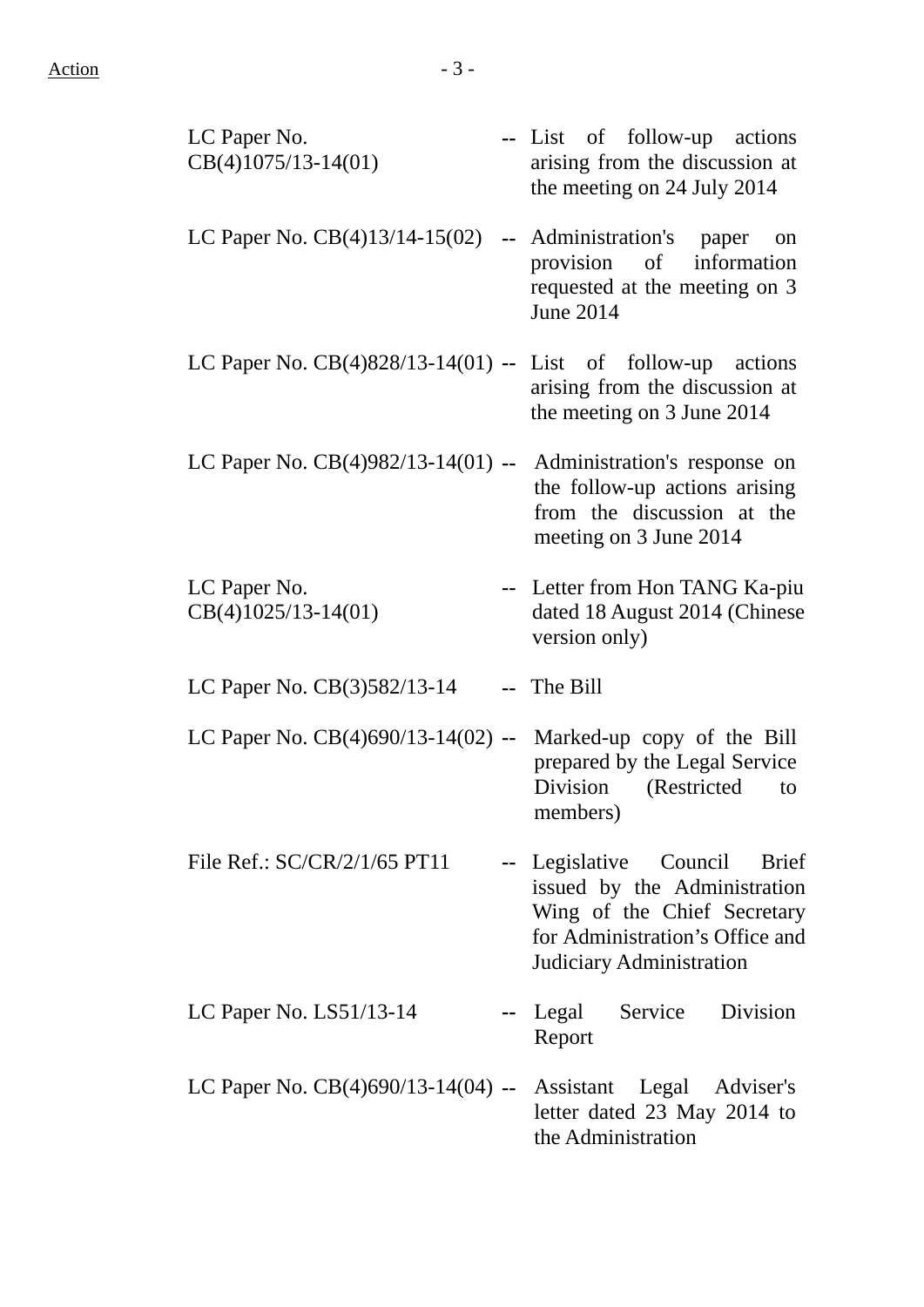| | | |
|---|---|---|
| LC Paper No. CB(4)1075/13-14(01) | -- | List of follow-up actions arising from the discussion at the meeting on 24 July 2014 |
| LC Paper No. CB(4)13/14-15(02) | -- | Administration's paper on provision of information requested at the meeting on 3 June 2014 |
| LC Paper No. CB(4)828/13-14(01) | -- | List of follow-up actions arising from the discussion at the meeting on 3 June 2014 |
| LC Paper No. CB(4)982/13-14(01) | -- | Administration's response on the follow-up actions arising from the discussion at the meeting on 3 June 2014 |
| LC Paper No. CB(4)1025/13-14(01) | -- | Letter from Hon TANG Ka-piu dated 18 August 2014 (Chinese version only) |
| LC Paper No. CB(3)582/13-14 | -- | The Bill |
| LC Paper No. CB(4)690/13-14(02) | -- | Marked-up copy of the Bill prepared by the Legal Service Division (Restricted to members) |
| File Ref.: SC/CR/2/1/65 PT11 | -- | Legislative Council Brief issued by the Administration Wing of the Chief Secretary for Administration's Office and Judiciary Administration |
| LC Paper No. LS51/13-14 | -- | Legal Service Division Report |
| LC Paper No. CB(4)690/13-14(04) | -- | Assistant Legal Adviser's letter dated 23 May 2014 to the Administration |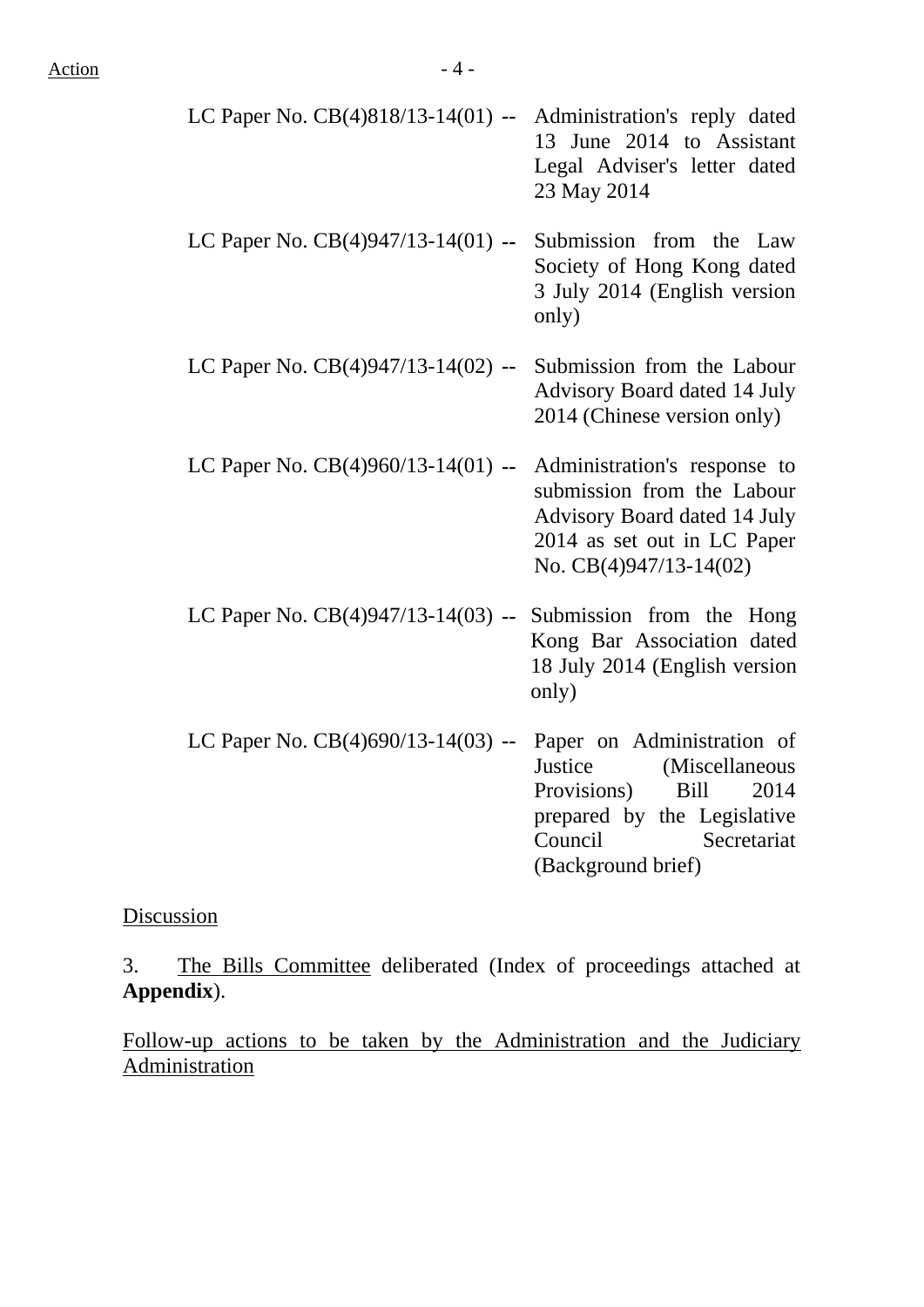LC Paper No. CB(4)818/13-14(01) -- Administration's reply dated 13 June 2014 to Assistant Legal Adviser's letter dated 23 May 2014

LC Paper No. CB(4)947/13-14(01) -- Submission from the Law Society of Hong Kong dated 3 July 2014 (English version only)

LC Paper No. CB(4)947/13-14(02) -- Submission from the Labour Advisory Board dated 14 July 2014 (Chinese version only)

LC Paper No. CB(4)960/13-14(01) -- Administration's response to submission from the Labour Advisory Board dated 14 July 2014 as set out in LC Paper No. CB(4)947/13-14(02)

LC Paper No. CB(4)947/13-14(03) -- Submission from the Hong Kong Bar Association dated 18 July 2014 (English version only)

LC Paper No. CB(4)690/13-14(03) -- Paper on Administration of Justice (Miscellaneous Provisions) Bill 2014 prepared by the Legislative Council Secretariat (Background brief)

Discussion

3. The Bills Committee deliberated (Index of proceedings attached at **Appendix**).

Follow-up actions to be taken by the Administration and the Judiciary Administration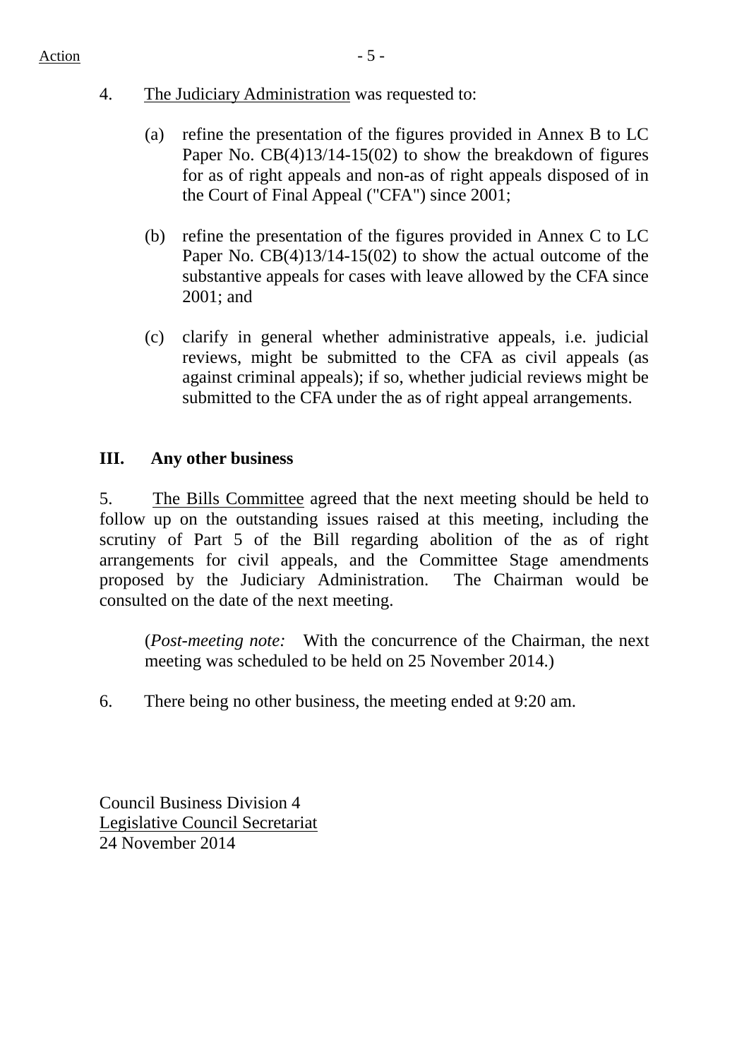4. The Judiciary Administration was requested to:

   (a) refine the presentation of the figures provided in Annex B to LC Paper No. CB(4)13/14-15(02) to show the breakdown of figures for as of right appeals and non-as of right appeals disposed of in the Court of Final Appeal ("CFA") since 2001;

   (b) refine the presentation of the figures provided in Annex C to LC Paper No. CB(4)13/14-15(02) to show the actual outcome of the substantive appeals for cases with leave allowed by the CFA since 2001; and

   (c) clarify in general whether administrative appeals, i.e. judicial reviews, might be submitted to the CFA as civil appeals (as against criminal appeals); if so, whether judicial reviews might be submitted to the CFA under the as of right appeal arrangements.

## III. Any other business

5. The Bills Committee agreed that the next meeting should be held to follow up on the outstanding issues raised at this meeting, including the scrutiny of Part 5 of the Bill regarding abolition of the as of right arrangements for civil appeals, and the Committee Stage amendments proposed by the Judiciary Administration. The Chairman would be consulted on the date of the next meeting.

   (*Post-meeting note:* With the concurrence of the Chairman, the next meeting was scheduled to be held on 25 November 2014.)

6. There being no other business, the meeting ended at 9:20 am.

Council Business Division 4
Legislative Council Secretariat
24 November 2014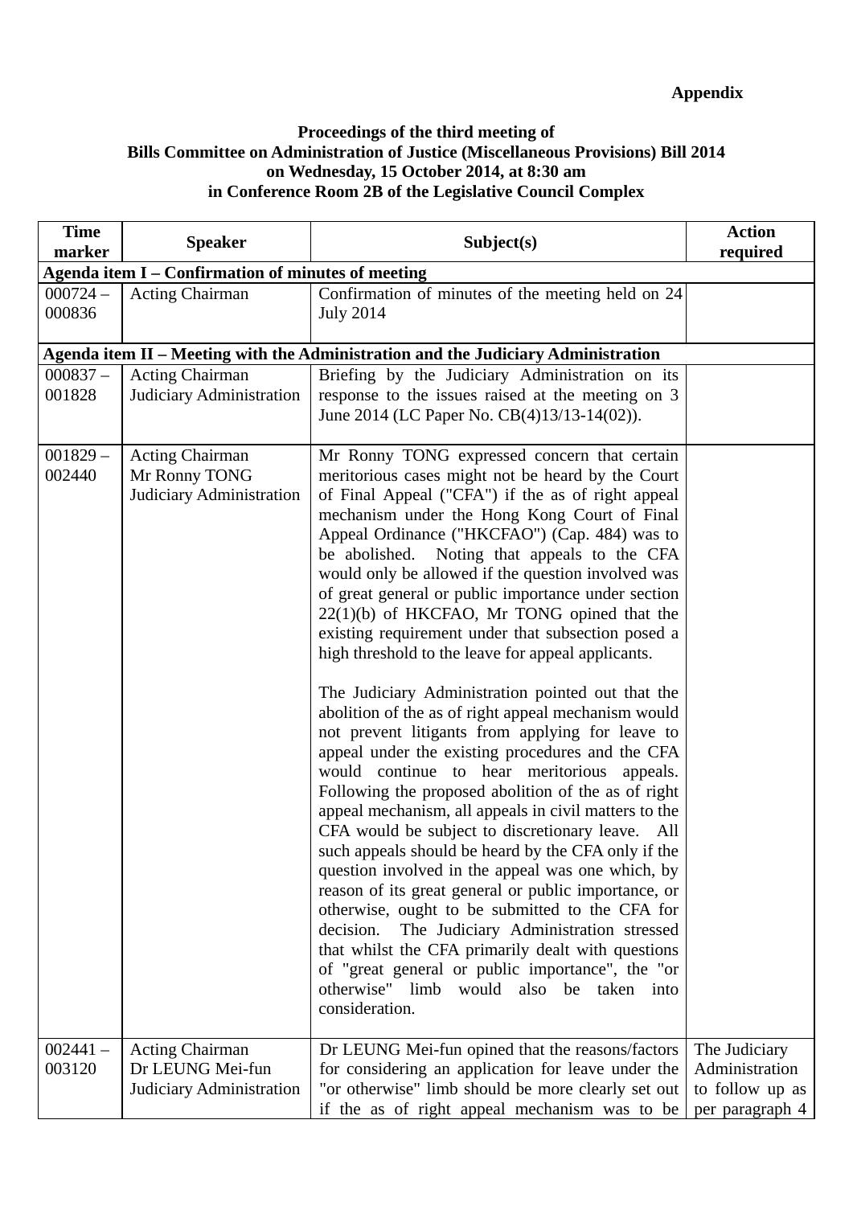**Appendix**

**Proceedings of the third meeting of**
**Bills Committee on Administration of Justice (Miscellaneous Provisions) Bill 2014**
**on Wednesday, 15 October 2014, at 8:30 am**
**in Conference Room 2B of the Legislative Council Complex**

| Time marker | Speaker | Subject(s) | Action required |
|---|---|---|---|
| **Agenda item I – Confirmation of minutes of meeting** | | | |
| 000724 – 000836 | Acting Chairman | Confirmation of minutes of the meeting held on 24 July 2014 | |
| **Agenda item II – Meeting with the Administration and the Judiciary Administration** | | | |
| 000837 – 001828 | Acting Chairman<br>Judiciary Administration | Briefing by the Judiciary Administration on its response to the issues raised at the meeting on 3 June 2014 (LC Paper No. CB(4)13/13-14(02)). | |
| 001829 – 002440 | Acting Chairman<br>Mr Ronny TONG<br>Judiciary Administration | Mr Ronny TONG expressed concern that certain meritorious cases might not be heard by the Court of Final Appeal ("CFA") if the as of right appeal mechanism under the Hong Kong Court of Final Appeal Ordinance ("HKCFAO") (Cap. 484) was to be abolished. Noting that appeals to the CFA would only be allowed if the question involved was of great general or public importance under section 22(1)(b) of HKCFAO, Mr TONG opined that the existing requirement under that subsection posed a high threshold to the leave for appeal applicants.<br><br>The Judiciary Administration pointed out that the abolition of the as of right appeal mechanism would not prevent litigants from applying for leave to appeal under the existing procedures and the CFA would continue to hear meritorious appeals. Following the proposed abolition of the as of right appeal mechanism, all appeals in civil matters to the CFA would be subject to discretionary leave. All such appeals should be heard by the CFA only if the question involved in the appeal was one which, by reason of its great general or public importance, or otherwise, ought to be submitted to the CFA for decision. The Judiciary Administration stressed that whilst the CFA primarily dealt with questions of "great general or public importance", the "or otherwise" limb would also be taken into consideration. | |
| 002441 – 003120 | Acting Chairman<br>Dr LEUNG Mei-fun<br>Judiciary Administration | Dr LEUNG Mei-fun opined that the reasons/factors for considering an application for leave under the "or otherwise" limb should be more clearly set out if the as of right appeal mechanism was to be | The Judiciary Administration to follow up as per paragraph 4 |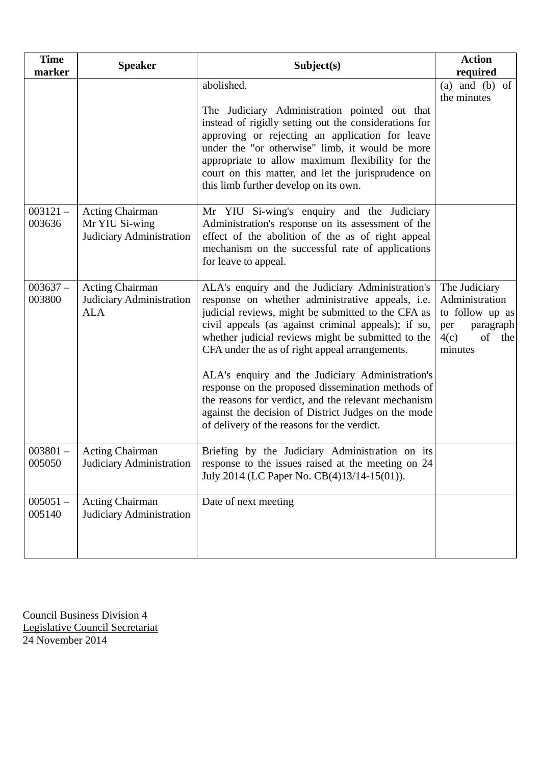| Time marker | Speaker | Subject(s) | Action required |
|---|---|---|---|
| | | abolished.<br><br>The Judiciary Administration pointed out that instead of rigidly setting out the considerations for approving or rejecting an application for leave under the "or otherwise" limb, it would be more appropriate to allow maximum flexibility for the court on this matter, and let the jurisprudence on this limb further develop on its own. | (a) and (b) of the minutes |
| 003121 – 003636 | Acting Chairman<br>Mr YIU Si-wing<br>Judiciary Administration | Mr YIU Si-wing's enquiry and the Judiciary Administration's response on its assessment of the effect of the abolition of the as of right appeal mechanism on the successful rate of applications for leave to appeal. | |
| 003637 – 003800 | Acting Chairman<br>Judiciary Administration<br>ALA | ALA's enquiry and the Judiciary Administration's response on whether administrative appeals, i.e. judicial reviews, might be submitted to the CFA as civil appeals (as against criminal appeals); if so, whether judicial reviews might be submitted to the CFA under the as of right appeal arrangements.<br><br>ALA's enquiry and the Judiciary Administration's response on the proposed dissemination methods of the reasons for verdict, and the relevant mechanism against the decision of District Judges on the mode of delivery of the reasons for the verdict. | The Judiciary Administration to follow up as per paragraph 4(c) of the minutes |
| 003801 – 005050 | Acting Chairman<br>Judiciary Administration | Briefing by the Judiciary Administration on its response to the issues raised at the meeting on 24 July 2014 (LC Paper No. CB(4)13/14-15(01)). | |
| 005051 – 005140 | Acting Chairman<br>Judiciary Administration | Date of next meeting | |

Council Business Division 4
Legislative Council Secretariat
24 November 2014